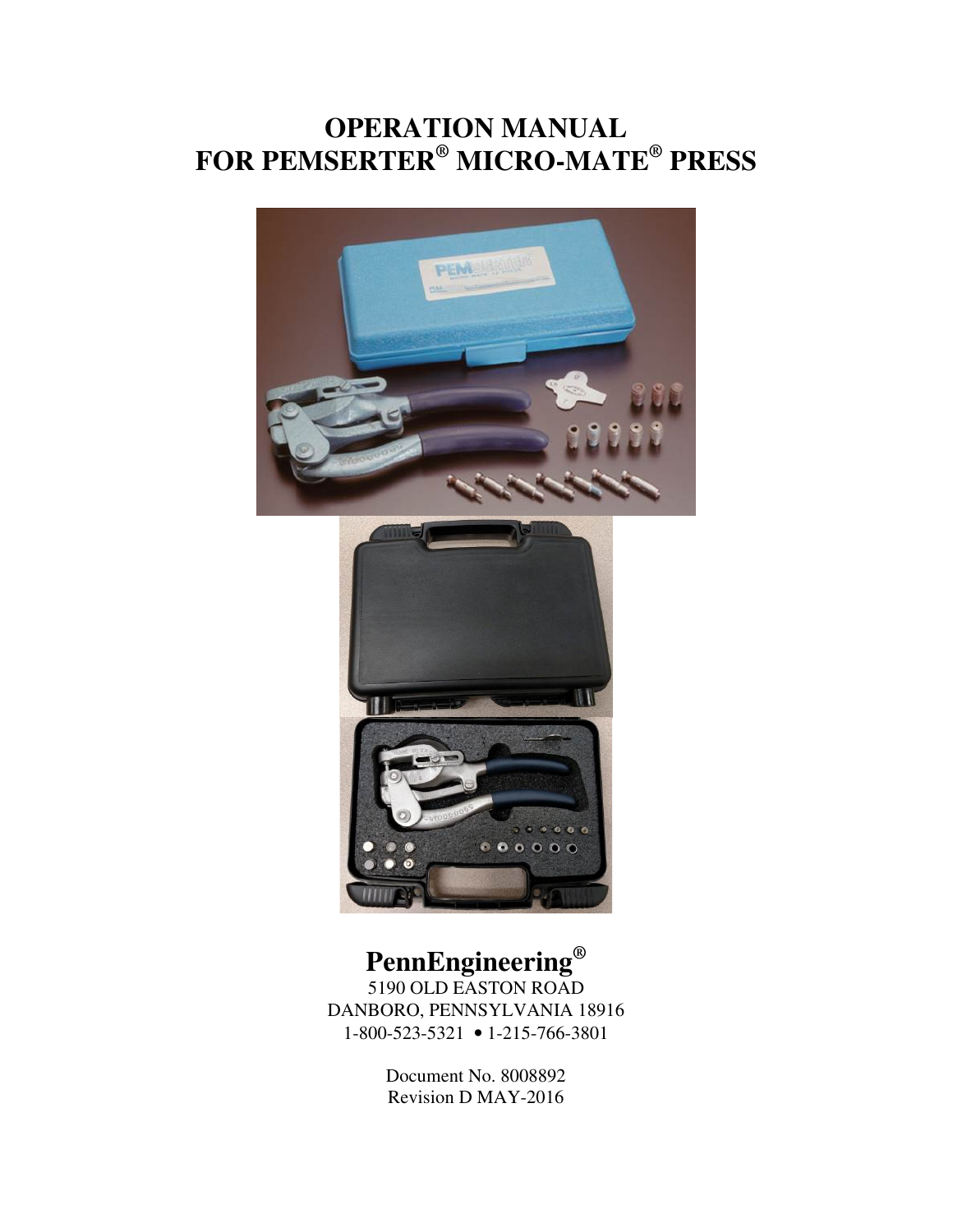# OPERATION MANUAL
# FOR PEMSERTER® MICRO-MATE® PRESS

**PennEngineering®**

5190 OLD EASTON ROAD

DANBORO, PENNSYLVANIA 18916

1-800-523-5321 • 1-215-766-3801

Document No. 8008892

Revision D MAY-2016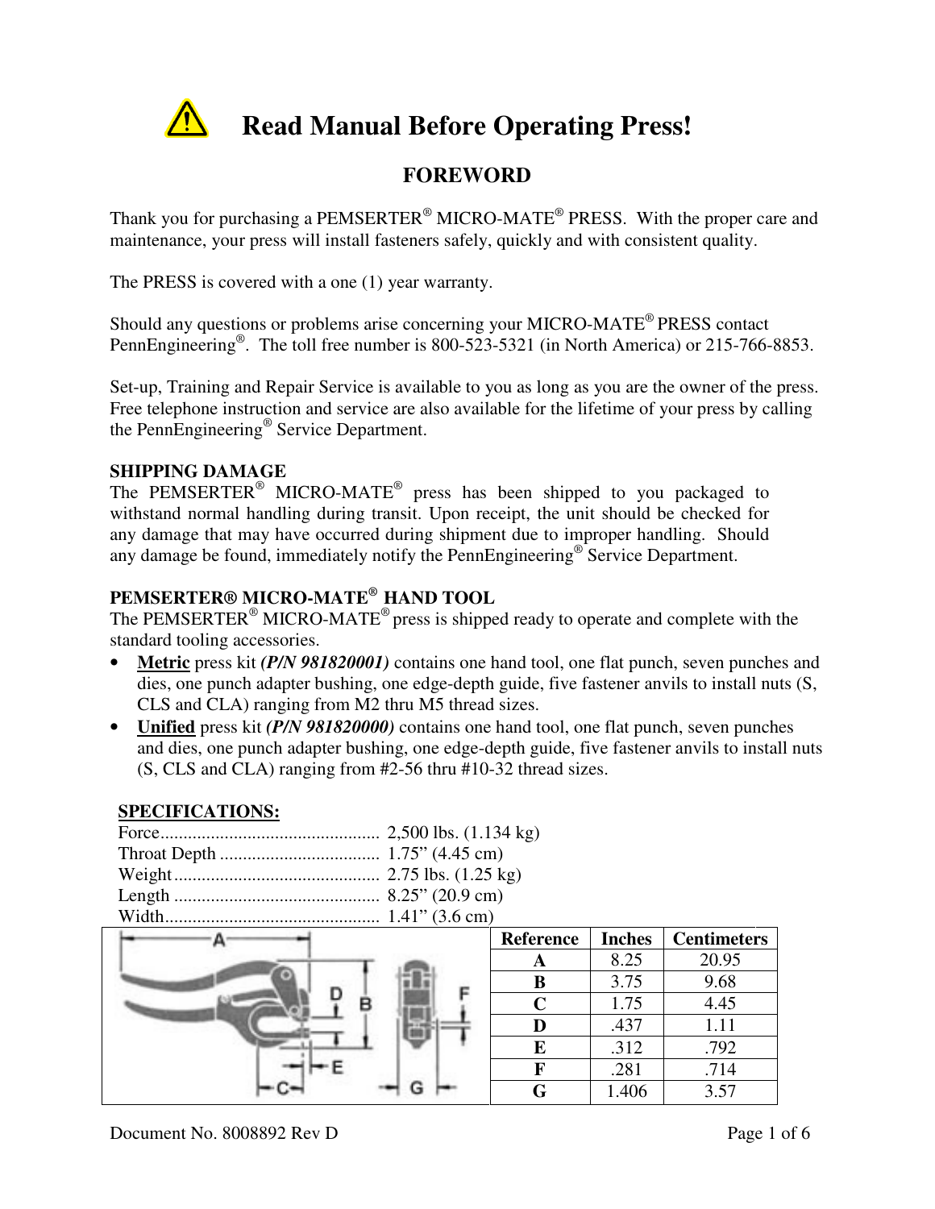# Read Manual Before Operating Press!

## FOREWORD

Thank you for purchasing a PEMSERTER® MICRO-MATE® PRESS. With the proper care and maintenance, your press will install fasteners safely, quickly and with consistent quality.

The PRESS is covered with a one (1) year warranty.

Should any questions or problems arise concerning your MICRO-MATE® PRESS contact PennEngineering®. The toll free number is 800-523-5321 (in North America) or 215-766-8853.

Set-up, Training and Repair Service is available to you as long as you are the owner of the press. Free telephone instruction and service are also available for the lifetime of your press by calling the PennEngineering® Service Department.

**SHIPPING DAMAGE**
The PEMSERTER® MICRO-MATE® press has been shipped to you packaged to withstand normal handling during transit. Upon receipt, the unit should be checked for any damage that may have occurred during shipment due to improper handling. Should any damage be found, immediately notify the PennEngineering® Service Department.

**PEMSERTER® MICRO-MATE® HAND TOOL**
The PEMSERTER® MICRO-MATE® press is shipped ready to operate and complete with the standard tooling accessories.

- **Metric** press kit ***(P/N 981820001)*** contains one hand tool, one flat punch, seven punches and dies, one punch adapter bushing, one edge-depth guide, five fastener anvils to install nuts (S, CLS and CLA) ranging from M2 thru M5 thread sizes.
- **Unified** press kit ***(P/N 981820000)*** contains one hand tool, one flat punch, seven punches and dies, one punch adapter bushing, one edge-depth guide, five fastener anvils to install nuts (S, CLS and CLA) ranging from #2-56 thru #10-32 thread sizes.

**SPECIFICATIONS:**

Force................................................ 2,500 lbs. (1.134 kg)
Throat Depth ................................... 1.75" (4.45 cm)
Weight ............................................. 2.75 lbs. (1.25 kg)
Length ............................................. 8.25" (20.9 cm)
Width............................................... 1.41" (3.6 cm)

| Reference | Inches | Centimeters |
|---|---|---|
| A | 8.25 | 20.95 |
| B | 3.75 | 9.68 |
| C | 1.75 | 4.45 |
| D | .437 | 1.11 |
| E | .312 | .792 |
| F | .281 | .714 |
| G | 1.406 | 3.57 |

Document No. 8008892 Rev D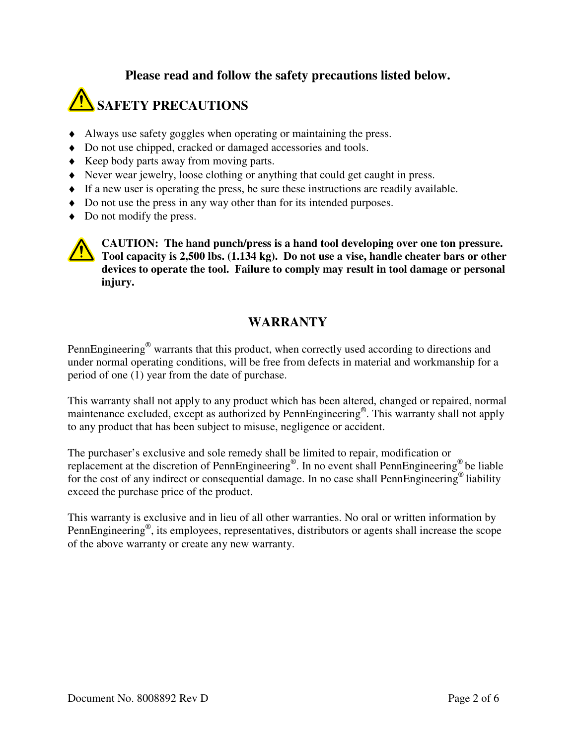**Please read and follow the safety precautions listed below.**

## ⚠ SAFETY PRECAUTIONS

- Always use safety goggles when operating or maintaining the press.
- Do not use chipped, cracked or damaged accessories and tools.
- Keep body parts away from moving parts.
- Never wear jewelry, loose clothing or anything that could get caught in press.
- If a new user is operating the press, be sure these instructions are readily available.
- Do not use the press in any way other than for its intended purposes.
- Do not modify the press.

⚠ **CAUTION: The hand punch/press is a hand tool developing over one ton pressure. Tool capacity is 2,500 lbs. (1.134 kg). Do not use a vise, handle cheater bars or other devices to operate the tool. Failure to comply may result in tool damage or personal injury.**

## WARRANTY

PennEngineering® warrants that this product, when correctly used according to directions and under normal operating conditions, will be free from defects in material and workmanship for a period of one (1) year from the date of purchase.

This warranty shall not apply to any product which has been altered, changed or repaired, normal maintenance excluded, except as authorized by PennEngineering®. This warranty shall not apply to any product that has been subject to misuse, negligence or accident.

The purchaser's exclusive and sole remedy shall be limited to repair, modification or replacement at the discretion of PennEngineering®. In no event shall PennEngineering® be liable for the cost of any indirect or consequential damage. In no case shall PennEngineering® liability exceed the purchase price of the product.

This warranty is exclusive and in lieu of all other warranties. No oral or written information by PennEngineering®, its employees, representatives, distributors or agents shall increase the scope of the above warranty or create any new warranty.

Document No. 8008892 Rev D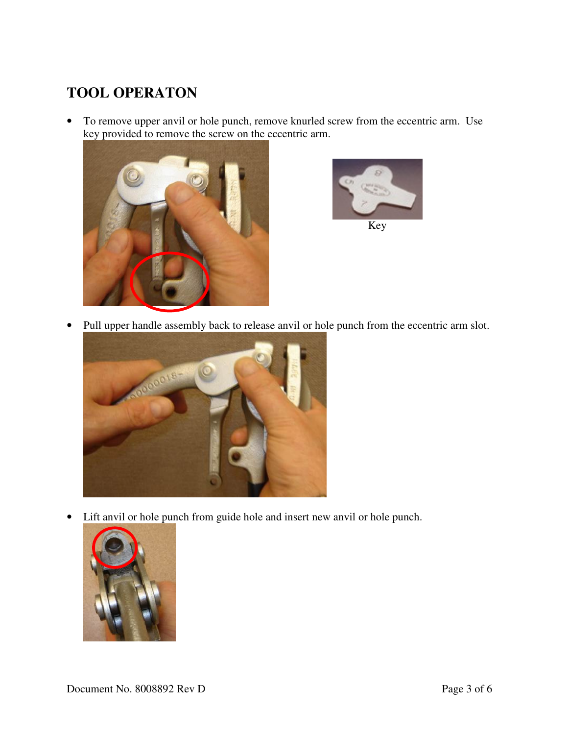## TOOL OPERATON

- To remove upper anvil or hole punch, remove knurled screw from the eccentric arm. Use key provided to remove the screw on the eccentric arm.

Key

- Pull upper handle assembly back to release anvil or hole punch from the eccentric arm slot.

- Lift anvil or hole punch from guide hole and insert new anvil or hole punch.

Document No. 8008892 Rev D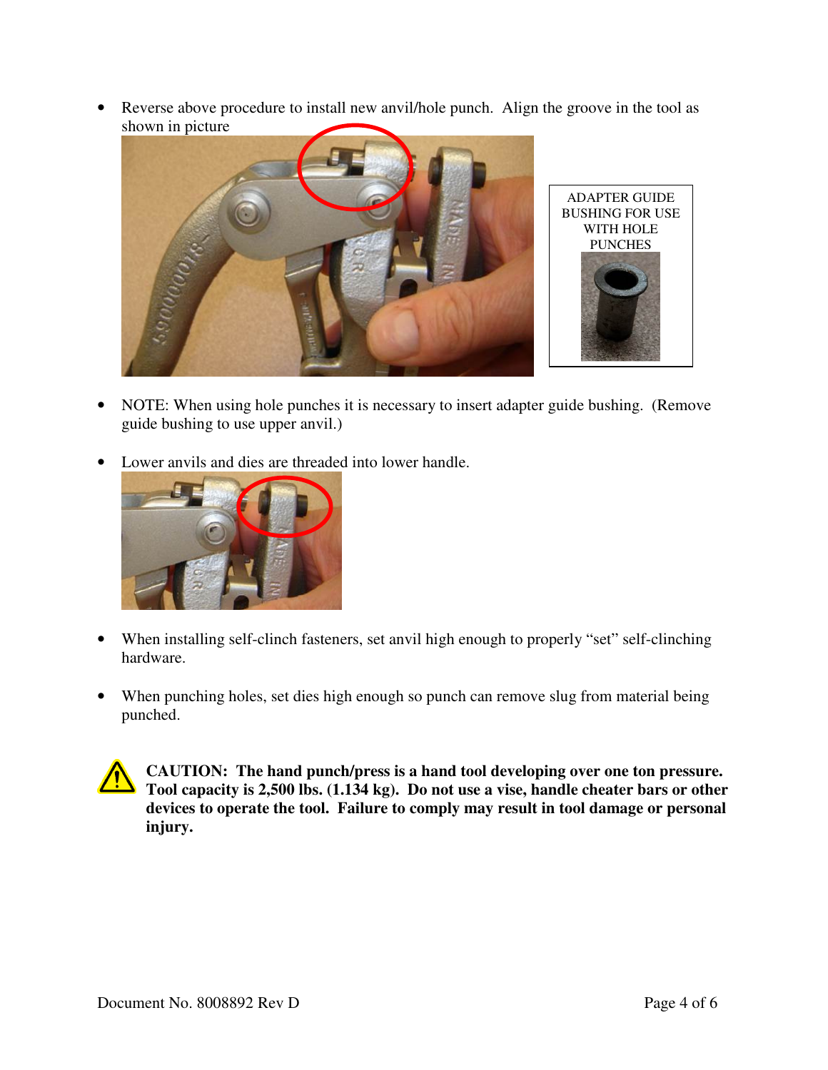- Reverse above procedure to install new anvil/hole punch. Align the groove in the tool as shown in picture

ADAPTER GUIDE BUSHING FOR USE WITH HOLE PUNCHES

- NOTE: When using hole punches it is necessary to insert adapter guide bushing. (Remove guide bushing to use upper anvil.)

- Lower anvils and dies are threaded into lower handle.

- When installing self-clinch fasteners, set anvil high enough to properly "set" self-clinching hardware.

- When punching holes, set dies high enough so punch can remove slug from material being punched.

**CAUTION: The hand punch/press is a hand tool developing over one ton pressure. Tool capacity is 2,500 lbs. (1.134 kg). Do not use a vise, handle cheater bars or other devices to operate the tool. Failure to comply may result in tool damage or personal injury.**

Document No. 8008892 Rev D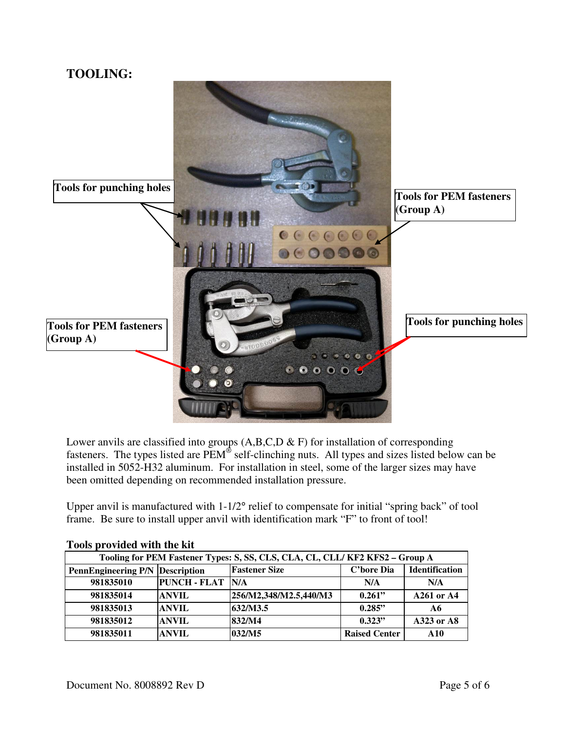## TOOLING:

Tools for punching holes

Tools for PEM fasteners (Group A)

Tools for PEM fasteners (Group A)

Tools for punching holes

Lower anvils are classified into groups (A,B,C,D & F) for installation of corresponding fasteners. The types listed are PEM® self-clinching nuts. All types and sizes listed below can be installed in 5052-H32 aluminum. For installation in steel, some of the larger sizes may have been omitted depending on recommended installation pressure.

Upper anvil is manufactured with 1-1/2° relief to compensate for initial "spring back" of tool frame. Be sure to install upper anvil with identification mark "F" to front of tool!

**Tools provided with the kit**

| Tooling for PEM Fastener Types: S, SS, CLS, CLA, CL, CLL/ KF2 KFS2 – Group A | | | | |
|---|---|---|---|---|
| **PennEngineering P/N** | **Description** | **Fastener Size** | **C'bore Dia** | **Identification** |
| 981835010 | PUNCH - FLAT | N/A | N/A | N/A |
| 981835014 | ANVIL | 256/M2,348/M2.5,440/M3 | 0.261" | A261 or A4 |
| 981835013 | ANVIL | 632/M3.5 | 0.285" | A6 |
| 981835012 | ANVIL | 832/M4 | 0.323" | A323 or A8 |
| 981835011 | ANVIL | 032/M5 | Raised Center | A10 |

Document No. 8008892 Rev D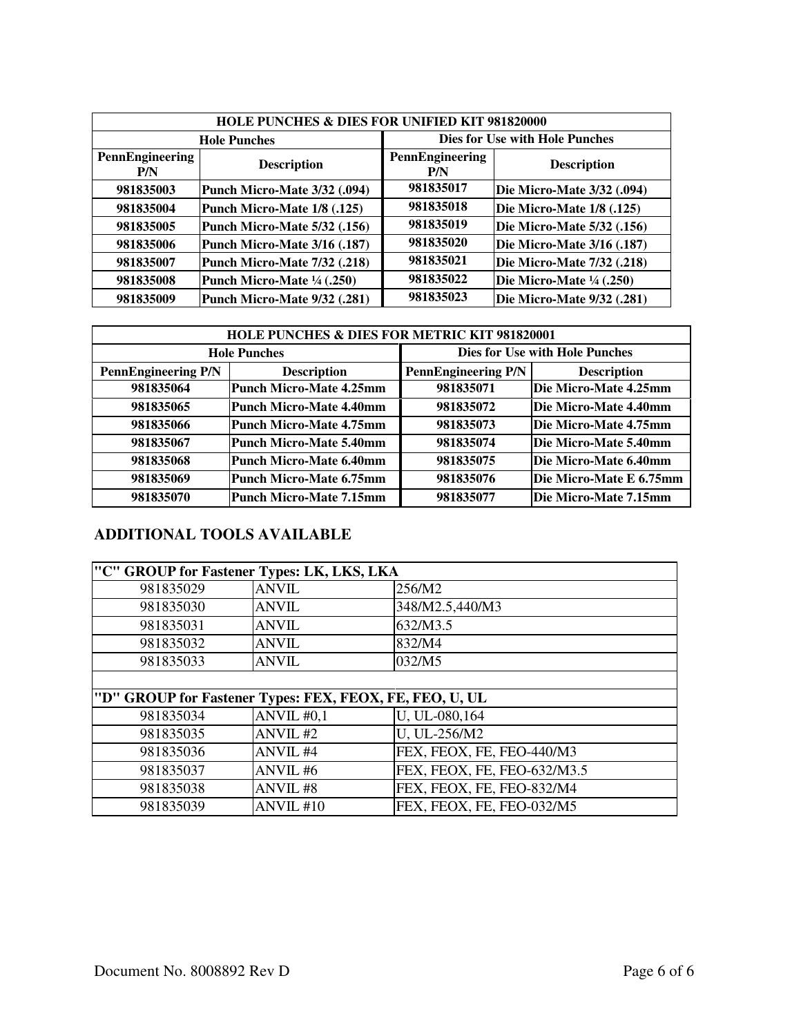| HOLE PUNCHES & DIES FOR UNIFIED KIT 981820000 | | | |
|---|---|---|---|
| **Hole Punches** | | **Dies for Use with Hole Punches** | |
| **PennEngineering P/N** | **Description** | **PennEngineering P/N** | **Description** |
| **981835003** | **Punch Micro-Mate 3/32 (.094)** | **981835017** | **Die Micro-Mate 3/32 (.094)** |
| **981835004** | **Punch Micro-Mate 1/8 (.125)** | **981835018** | **Die Micro-Mate 1/8 (.125)** |
| **981835005** | **Punch Micro-Mate 5/32 (.156)** | **981835019** | **Die Micro-Mate 5/32 (.156)** |
| **981835006** | **Punch Micro-Mate 3/16 (.187)** | **981835020** | **Die Micro-Mate 3/16 (.187)** |
| **981835007** | **Punch Micro-Mate 7/32 (.218)** | **981835021** | **Die Micro-Mate 7/32 (.218)** |
| **981835008** | **Punch Micro-Mate ¼ (.250)** | **981835022** | **Die Micro-Mate ¼ (.250)** |
| **981835009** | **Punch Micro-Mate 9/32 (.281)** | **981835023** | **Die Micro-Mate 9/32 (.281)** |

| HOLE PUNCHES & DIES FOR METRIC KIT 981820001 | | | |
|---|---|---|---|
| **Hole Punches** | | **Dies for Use with Hole Punches** | |
| **PennEngineering P/N** | **Description** | **PennEngineering P/N** | **Description** |
| **981835064** | **Punch Micro-Mate 4.25mm** | **981835071** | **Die Micro-Mate 4.25mm** |
| **981835065** | **Punch Micro-Mate 4.40mm** | **981835072** | **Die Micro-Mate 4.40mm** |
| **981835066** | **Punch Micro-Mate 4.75mm** | **981835073** | **Die Micro-Mate 4.75mm** |
| **981835067** | **Punch Micro-Mate 5.40mm** | **981835074** | **Die Micro-Mate 5.40mm** |
| **981835068** | **Punch Micro-Mate 6.40mm** | **981835075** | **Die Micro-Mate 6.40mm** |
| **981835069** | **Punch Micro-Mate 6.75mm** | **981835076** | **Die Micro-Mate E 6.75mm** |
| **981835070** | **Punch Micro-Mate 7.15mm** | **981835077** | **Die Micro-Mate 7.15mm** |

## ADDITIONAL TOOLS AVAILABLE

| "C" GROUP for Fastener Types: LK, LKS, LKA | | |
|---|---|---|
| 981835029 | ANVIL | 256/M2 |
| 981835030 | ANVIL | 348/M2.5,440/M3 |
| 981835031 | ANVIL | 632/M3.5 |
| 981835032 | ANVIL | 832/M4 |
| 981835033 | ANVIL | 032/M5 |
| | | |
| **"D" GROUP for Fastener Types: FEX, FEOX, FE, FEO, U, UL** | | |
| 981835034 | ANVIL #0,1 | U, UL-080,164 |
| 981835035 | ANVIL #2 | U, UL-256/M2 |
| 981835036 | ANVIL #4 | FEX, FEOX, FE, FEO-440/M3 |
| 981835037 | ANVIL #6 | FEX, FEOX, FE, FEO-632/M3.5 |
| 981835038 | ANVIL #8 | FEX, FEOX, FE, FEO-832/M4 |
| 981835039 | ANVIL #10 | FEX, FEOX, FE, FEO-032/M5 |

Document No. 8008892 Rev D